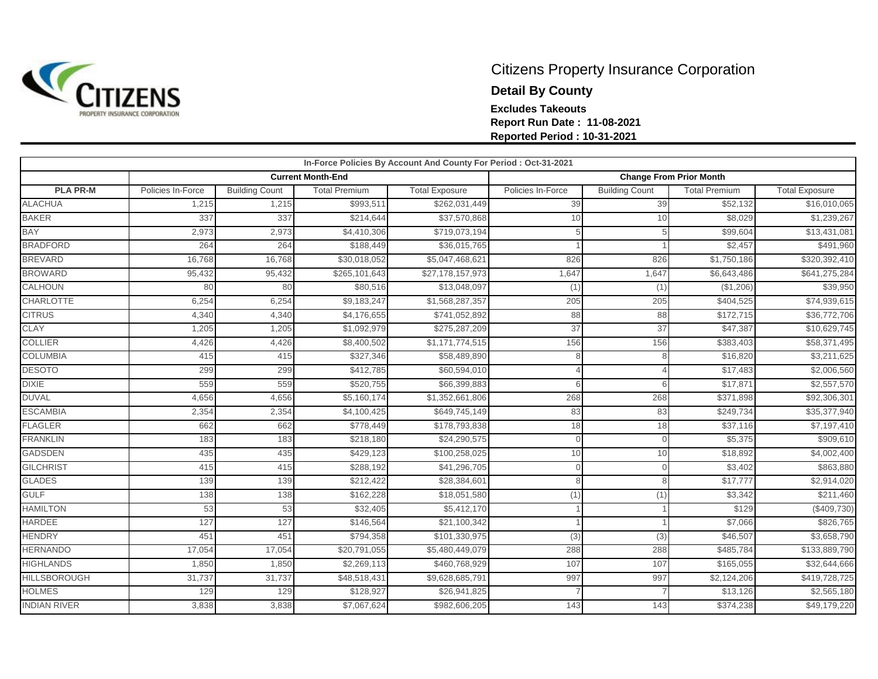# Citizens Property Insurance Corporation

## Detail By County

**Excludes Takeouts**
**Report Run Date : 11-08-2021**
**Reported Period : 10-31-2021**

| In-Force Policies By Account And County For Period : Oct-31-2021 | | | | | | | | |
|---|---|---|---|---|---|---|---|---|
| | Current Month-End | | | | Change From Prior Month | | | |
| PLA PR-M | Policies In-Force | Building Count | Total Premium | Total Exposure | Policies In-Force | Building Count | Total Premium | Total Exposure |
| ALACHUA | 1,215 | 1,215 | $993,511 | $262,031,449 | 39 | 39 | $52,132 | $16,010,065 |
| BAKER | 337 | 337 | $214,644 | $37,570,868 | 10 | 10 | $8,029 | $1,239,267 |
| BAY | 2,973 | 2,973 | $4,410,306 | $719,073,194 | 5 | 5 | $99,604 | $13,431,081 |
| BRADFORD | 264 | 264 | $188,449 | $36,015,765 | 1 | 1 | $2,457 | $491,960 |
| BREVARD | 16,768 | 16,768 | $30,018,052 | $5,047,468,621 | 826 | 826 | $1,750,186 | $320,392,410 |
| BROWARD | 95,432 | 95,432 | $265,101,643 | $27,178,157,973 | 1,647 | 1,647 | $6,643,486 | $641,275,284 |
| CALHOUN | 80 | 80 | $80,516 | $13,048,097 | (1) | (1) | ($1,206) | $39,950 |
| CHARLOTTE | 6,254 | 6,254 | $9,183,247 | $1,568,287,357 | 205 | 205 | $404,525 | $74,939,615 |
| CITRUS | 4,340 | 4,340 | $4,176,655 | $741,052,892 | 88 | 88 | $172,715 | $36,772,706 |
| CLAY | 1,205 | 1,205 | $1,092,979 | $275,287,209 | 37 | 37 | $47,387 | $10,629,745 |
| COLLIER | 4,426 | 4,426 | $8,400,502 | $1,171,774,515 | 156 | 156 | $383,403 | $58,371,495 |
| COLUMBIA | 415 | 415 | $327,346 | $58,489,890 | 8 | 8 | $16,820 | $3,211,625 |
| DESOTO | 299 | 299 | $412,785 | $60,594,010 | 4 | 4 | $17,483 | $2,006,560 |
| DIXIE | 559 | 559 | $520,755 | $66,399,883 | 6 | 6 | $17,871 | $2,557,570 |
| DUVAL | 4,656 | 4,656 | $5,160,174 | $1,352,661,806 | 268 | 268 | $371,898 | $92,306,301 |
| ESCAMBIA | 2,354 | 2,354 | $4,100,425 | $649,745,149 | 83 | 83 | $249,734 | $35,377,940 |
| FLAGLER | 662 | 662 | $778,449 | $178,793,838 | 18 | 18 | $37,116 | $7,197,410 |
| FRANKLIN | 183 | 183 | $218,180 | $24,290,575 | 0 | 0 | $5,375 | $909,610 |
| GADSDEN | 435 | 435 | $429,123 | $100,258,025 | 10 | 10 | $18,892 | $4,002,400 |
| GILCHRIST | 415 | 415 | $288,192 | $41,296,705 | 0 | 0 | $3,402 | $863,880 |
| GLADES | 139 | 139 | $212,422 | $28,384,601 | 8 | 8 | $17,777 | $2,914,020 |
| GULF | 138 | 138 | $162,228 | $18,051,580 | (1) | (1) | $3,342 | $211,460 |
| HAMILTON | 53 | 53 | $32,405 | $5,412,170 | 1 | 1 | $129 | ($409,730) |
| HARDEE | 127 | 127 | $146,564 | $21,100,342 | 1 | 1 | $7,066 | $826,765 |
| HENDRY | 451 | 451 | $794,358 | $101,330,975 | (3) | (3) | $46,507 | $3,658,790 |
| HERNANDO | 17,054 | 17,054 | $20,791,055 | $5,480,449,079 | 288 | 288 | $485,784 | $133,889,790 |
| HIGHLANDS | 1,850 | 1,850 | $2,269,113 | $460,768,929 | 107 | 107 | $165,055 | $32,644,666 |
| HILLSBOROUGH | 31,737 | 31,737 | $48,518,431 | $9,628,685,791 | 997 | 997 | $2,124,206 | $419,728,725 |
| HOLMES | 129 | 129 | $128,927 | $26,941,825 | 7 | 7 | $13,126 | $2,565,180 |
| INDIAN RIVER | 3,838 | 3,838 | $7,067,624 | $982,606,205 | 143 | 143 | $374,238 | $49,179,220 |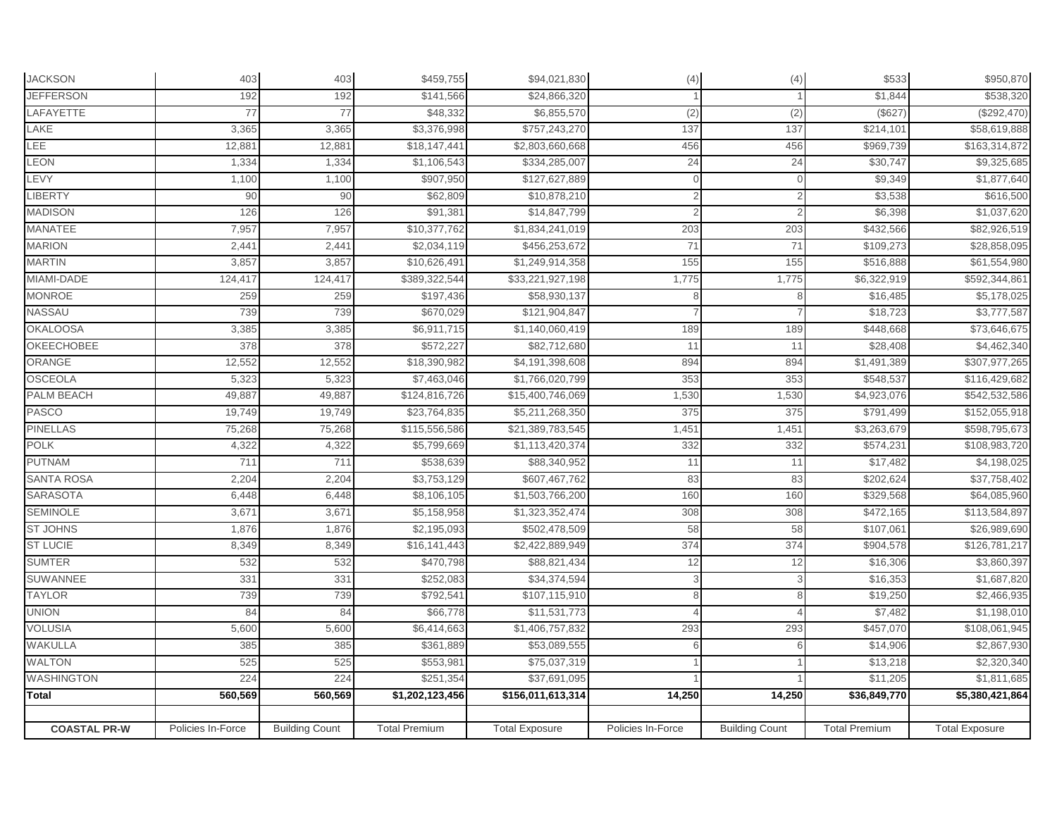| JACKSON | 403 | 403 | $459,755 | $94,021,830 | (4) | (4) | $533 | $950,870 |
|---|---|---|---|---|---|---|---|---|
| JEFFERSON | 192 | 192 | $141,566 | $24,866,320 | 1 | 1 | $1,844 | $538,320 |
| LAFAYETTE | 77 | 77 | $48,332 | $6,855,570 | (2) | (2) | ($627) | ($292,470) |
| LAKE | 3,365 | 3,365 | $3,376,998 | $757,243,270 | 137 | 137 | $214,101 | $58,619,888 |
| LEE | 12,881 | 12,881 | $18,147,441 | $2,803,660,668 | 456 | 456 | $969,739 | $163,314,872 |
| LEON | 1,334 | 1,334 | $1,106,543 | $334,285,007 | 24 | 24 | $30,747 | $9,325,685 |
| LEVY | 1,100 | 1,100 | $907,950 | $127,627,889 | 0 | 0 | $9,349 | $1,877,640 |
| LIBERTY | 90 | 90 | $62,809 | $10,878,210 | 2 | 2 | $3,538 | $616,500 |
| MADISON | 126 | 126 | $91,381 | $14,847,799 | 2 | 2 | $6,398 | $1,037,620 |
| MANATEE | 7,957 | 7,957 | $10,377,762 | $1,834,241,019 | 203 | 203 | $432,566 | $82,926,519 |
| MARION | 2,441 | 2,441 | $2,034,119 | $456,253,672 | 71 | 71 | $109,273 | $28,858,095 |
| MARTIN | 3,857 | 3,857 | $10,626,491 | $1,249,914,358 | 155 | 155 | $516,888 | $61,554,980 |
| MIAMI-DADE | 124,417 | 124,417 | $389,322,544 | $33,221,927,198 | 1,775 | 1,775 | $6,322,919 | $592,344,861 |
| MONROE | 259 | 259 | $197,436 | $58,930,137 | 8 | 8 | $16,485 | $5,178,025 |
| NASSAU | 739 | 739 | $670,029 | $121,904,847 | 7 | 7 | $18,723 | $3,777,587 |
| OKALOOSA | 3,385 | 3,385 | $6,911,715 | $1,140,060,419 | 189 | 189 | $448,668 | $73,646,675 |
| OKEECHOBEE | 378 | 378 | $572,227 | $82,712,680 | 11 | 11 | $28,408 | $4,462,340 |
| ORANGE | 12,552 | 12,552 | $18,390,982 | $4,191,398,608 | 894 | 894 | $1,491,389 | $307,977,265 |
| OSCEOLA | 5,323 | 5,323 | $7,463,046 | $1,766,020,799 | 353 | 353 | $548,537 | $116,429,682 |
| PALM BEACH | 49,887 | 49,887 | $124,816,726 | $15,400,746,069 | 1,530 | 1,530 | $4,923,076 | $542,532,586 |
| PASCO | 19,749 | 19,749 | $23,764,835 | $5,211,268,350 | 375 | 375 | $791,499 | $152,055,918 |
| PINELLAS | 75,268 | 75,268 | $115,556,586 | $21,389,783,545 | 1,451 | 1,451 | $3,263,679 | $598,795,673 |
| POLK | 4,322 | 4,322 | $5,799,669 | $1,113,420,374 | 332 | 332 | $574,231 | $108,983,720 |
| PUTNAM | 711 | 711 | $538,639 | $88,340,952 | 11 | 11 | $17,482 | $4,198,025 |
| SANTA ROSA | 2,204 | 2,204 | $3,753,129 | $607,467,762 | 83 | 83 | $202,624 | $37,758,402 |
| SARASOTA | 6,448 | 6,448 | $8,106,105 | $1,503,766,200 | 160 | 160 | $329,568 | $64,085,960 |
| SEMINOLE | 3,671 | 3,671 | $5,158,958 | $1,323,352,474 | 308 | 308 | $472,165 | $113,584,897 |
| ST JOHNS | 1,876 | 1,876 | $2,195,093 | $502,478,509 | 58 | 58 | $107,061 | $26,989,690 |
| ST LUCIE | 8,349 | 8,349 | $16,141,443 | $2,422,889,949 | 374 | 374 | $904,578 | $126,781,217 |
| SUMTER | 532 | 532 | $470,798 | $88,821,434 | 12 | 12 | $16,306 | $3,860,397 |
| SUWANNEE | 331 | 331 | $252,083 | $34,374,594 | 3 | 3 | $16,353 | $1,687,820 |
| TAYLOR | 739 | 739 | $792,541 | $107,115,910 | 8 | 8 | $19,250 | $2,466,935 |
| UNION | 84 | 84 | $66,778 | $11,531,773 | 4 | 4 | $7,482 | $1,198,010 |
| VOLUSIA | 5,600 | 5,600 | $6,414,663 | $1,406,757,832 | 293 | 293 | $457,070 | $108,061,945 |
| WAKULLA | 385 | 385 | $361,889 | $53,089,555 | 6 | 6 | $14,906 | $2,867,930 |
| WALTON | 525 | 525 | $553,981 | $75,037,319 | 1 | 1 | $13,218 | $2,320,340 |
| WASHINGTON | 224 | 224 | $251,354 | $37,691,095 | 1 | 1 | $11,205 | $1,811,685 |
| **Total** | **560,569** | **560,569** | **$1,202,123,456** | **$156,011,613,314** | **14,250** | **14,250** | **$36,849,770** | **$5,380,421,864** |
| | | | | | | | | |
| **COASTAL PR-W** | Policies In-Force | Building Count | Total Premium | Total Exposure | Policies In-Force | Building Count | Total Premium | Total Exposure |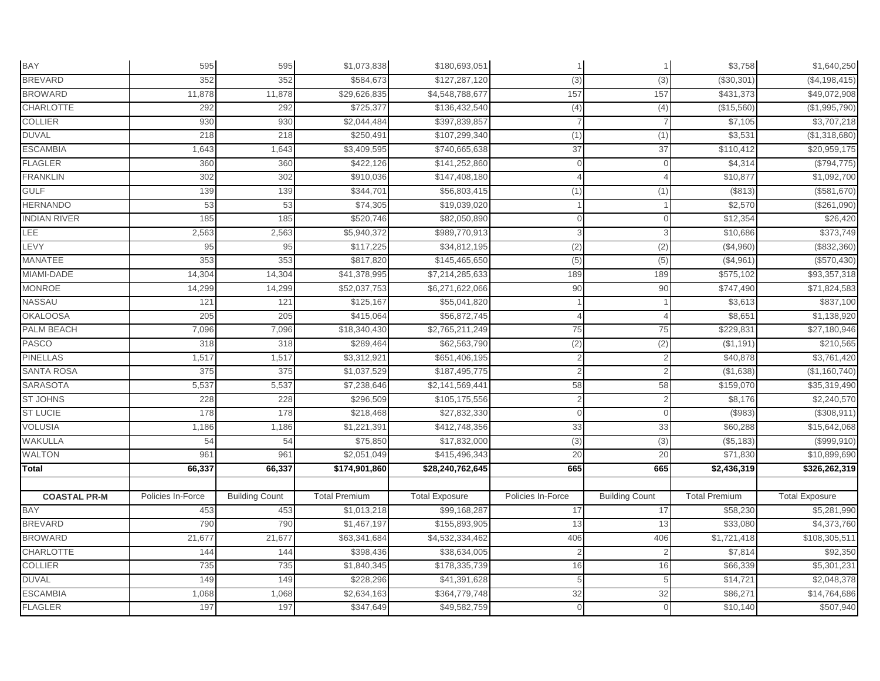| | | | | | | | | |
|---|---|---|---|---|---|---|---|---|
| BAY | 595 | 595 | $1,073,838 | $180,693,051 | 1 | 1 | $3,758 | $1,640,250 |
| BREVARD | 352 | 352 | $584,673 | $127,287,120 | (3) | (3) | ($30,301) | ($4,198,415) |
| BROWARD | 11,878 | 11,878 | $29,626,835 | $4,548,788,677 | 157 | 157 | $431,373 | $49,072,908 |
| CHARLOTTE | 292 | 292 | $725,377 | $136,432,540 | (4) | (4) | ($15,560) | ($1,995,790) |
| COLLIER | 930 | 930 | $2,044,484 | $397,839,857 | 7 | 7 | $7,105 | $3,707,218 |
| DUVAL | 218 | 218 | $250,491 | $107,299,340 | (1) | (1) | $3,531 | ($1,318,680) |
| ESCAMBIA | 1,643 | 1,643 | $3,409,595 | $740,665,638 | 37 | 37 | $110,412 | $20,959,175 |
| FLAGLER | 360 | 360 | $422,126 | $141,252,860 | 0 | 0 | $4,314 | ($794,775) |
| FRANKLIN | 302 | 302 | $910,036 | $147,408,180 | 4 | 4 | $10,877 | $1,092,700 |
| GULF | 139 | 139 | $344,701 | $56,803,415 | (1) | (1) | ($813) | ($581,670) |
| HERNANDO | 53 | 53 | $74,305 | $19,039,020 | 1 | 1 | $2,570 | ($261,090) |
| INDIAN RIVER | 185 | 185 | $520,746 | $82,050,890 | 0 | 0 | $12,354 | $26,420 |
| LEE | 2,563 | 2,563 | $5,940,372 | $989,770,913 | 3 | 3 | $10,686 | $373,749 |
| LEVY | 95 | 95 | $117,225 | $34,812,195 | (2) | (2) | ($4,960) | ($832,360) |
| MANATEE | 353 | 353 | $817,820 | $145,465,650 | (5) | (5) | ($4,961) | ($570,430) |
| MIAMI-DADE | 14,304 | 14,304 | $41,378,995 | $7,214,285,633 | 189 | 189 | $575,102 | $93,357,318 |
| MONROE | 14,299 | 14,299 | $52,037,753 | $6,271,622,066 | 90 | 90 | $747,490 | $71,824,583 |
| NASSAU | 121 | 121 | $125,167 | $55,041,820 | 1 | 1 | $3,613 | $837,100 |
| OKALOOSA | 205 | 205 | $415,064 | $56,872,745 | 4 | 4 | $8,651 | $1,138,920 |
| PALM BEACH | 7,096 | 7,096 | $18,340,430 | $2,765,211,249 | 75 | 75 | $229,831 | $27,180,946 |
| PASCO | 318 | 318 | $289,464 | $62,563,790 | (2) | (2) | ($1,191) | $210,565 |
| PINELLAS | 1,517 | 1,517 | $3,312,921 | $651,406,195 | 2 | 2 | $40,878 | $3,761,420 |
| SANTA ROSA | 375 | 375 | $1,037,529 | $187,495,775 | 2 | 2 | ($1,638) | ($1,160,740) |
| SARASOTA | 5,537 | 5,537 | $7,238,646 | $2,141,569,441 | 58 | 58 | $159,070 | $35,319,490 |
| ST JOHNS | 228 | 228 | $296,509 | $105,175,556 | 2 | 2 | $8,176 | $2,240,570 |
| ST LUCIE | 178 | 178 | $218,468 | $27,832,330 | 0 | 0 | ($983) | ($308,911) |
| VOLUSIA | 1,186 | 1,186 | $1,221,391 | $412,748,356 | 33 | 33 | $60,288 | $15,642,068 |
| WAKULLA | 54 | 54 | $75,850 | $17,832,000 | (3) | (3) | ($5,183) | ($999,910) |
| WALTON | 961 | 961 | $2,051,049 | $415,496,343 | 20 | 20 | $71,830 | $10,899,690 |
| **Total** | **66,337** | **66,337** | **$174,901,860** | **$28,240,762,645** | **665** | **665** | **$2,436,319** | **$326,262,319** |

| **COASTAL PR-M** | Policies In-Force | Building Count | Total Premium | Total Exposure | Policies In-Force | Building Count | Total Premium | Total Exposure |
|---|---|---|---|---|---|---|---|---|
| BAY | 453 | 453 | $1,013,218 | $99,168,287 | 17 | 17 | $58,230 | $5,281,990 |
| BREVARD | 790 | 790 | $1,467,197 | $155,893,905 | 13 | 13 | $33,080 | $4,373,760 |
| BROWARD | 21,677 | 21,677 | $63,341,684 | $4,532,334,462 | 406 | 406 | $1,721,418 | $108,305,511 |
| CHARLOTTE | 144 | 144 | $398,436 | $38,634,005 | 2 | 2 | $7,814 | $92,350 |
| COLLIER | 735 | 735 | $1,840,345 | $178,335,739 | 16 | 16 | $66,339 | $5,301,231 |
| DUVAL | 149 | 149 | $228,296 | $41,391,628 | 5 | 5 | $14,721 | $2,048,378 |
| ESCAMBIA | 1,068 | 1,068 | $2,634,163 | $364,779,748 | 32 | 32 | $86,271 | $14,764,686 |
| FLAGLER | 197 | 197 | $347,649 | $49,582,759 | 0 | 0 | $10,140 | $507,940 |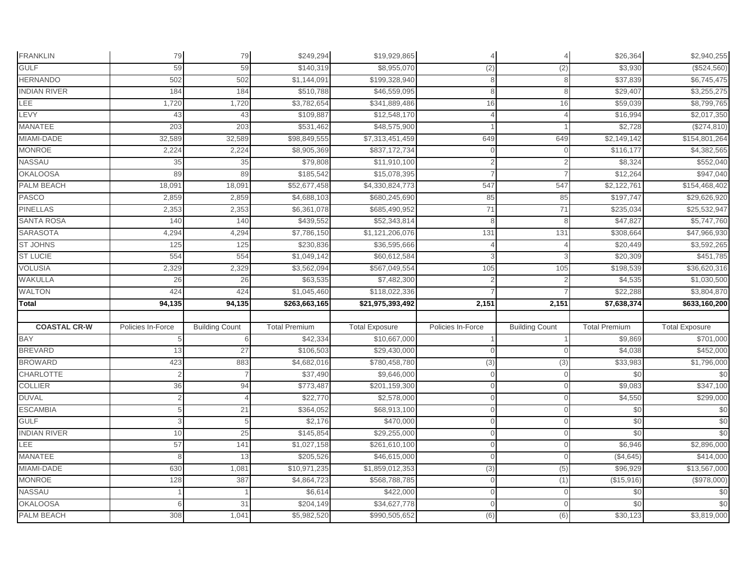| | | | | | | | | |
|---|---|---|---|---|---|---|---|---|
| FRANKLIN | 79 | 79 | $249,294 | $19,929,865 | 4 | 4 | $26,364 | $2,940,255 |
| GULF | 59 | 59 | $140,319 | $8,955,070 | (2) | (2) | $3,930 | ($524,560) |
| HERNANDO | 502 | 502 | $1,144,091 | $199,328,940 | 8 | 8 | $37,839 | $6,745,475 |
| INDIAN RIVER | 184 | 184 | $510,788 | $46,559,095 | 8 | 8 | $29,407 | $3,255,275 |
| LEE | 1,720 | 1,720 | $3,782,654 | $341,889,486 | 16 | 16 | $59,039 | $8,799,765 |
| LEVY | 43 | 43 | $109,887 | $12,548,170 | 4 | 4 | $16,994 | $2,017,350 |
| MANATEE | 203 | 203 | $531,462 | $48,575,900 | 1 | 1 | $2,728 | ($274,810) |
| MIAMI-DADE | 32,589 | 32,589 | $98,849,555 | $7,313,451,459 | 649 | 649 | $2,149,142 | $154,801,264 |
| MONROE | 2,224 | 2,224 | $8,905,369 | $837,172,734 | 0 | 0 | $116,177 | $4,382,565 |
| NASSAU | 35 | 35 | $79,808 | $11,910,100 | 2 | 2 | $8,324 | $552,040 |
| OKALOOSA | 89 | 89 | $185,542 | $15,078,395 | 7 | 7 | $12,264 | $947,040 |
| PALM BEACH | 18,091 | 18,091 | $52,677,458 | $4,330,824,773 | 547 | 547 | $2,122,761 | $154,468,402 |
| PASCO | 2,859 | 2,859 | $4,688,103 | $680,245,690 | 85 | 85 | $197,747 | $29,626,920 |
| PINELLAS | 2,353 | 2,353 | $6,361,078 | $685,490,952 | 71 | 71 | $235,034 | $25,532,947 |
| SANTA ROSA | 140 | 140 | $439,552 | $52,343,814 | 8 | 8 | $47,827 | $5,747,760 |
| SARASOTA | 4,294 | 4,294 | $7,786,150 | $1,121,206,076 | 131 | 131 | $308,664 | $47,966,930 |
| ST JOHNS | 125 | 125 | $230,836 | $36,595,666 | 4 | 4 | $20,449 | $3,592,265 |
| ST LUCIE | 554 | 554 | $1,049,142 | $60,612,584 | 3 | 3 | $20,309 | $451,785 |
| VOLUSIA | 2,329 | 2,329 | $3,562,094 | $567,049,554 | 105 | 105 | $198,539 | $36,620,316 |
| WAKULLA | 26 | 26 | $63,535 | $7,482,300 | 2 | 2 | $4,535 | $1,030,500 |
| WALTON | 424 | 424 | $1,045,460 | $118,022,336 | 7 | 7 | $22,288 | $3,804,870 |
| **Total** | **94,135** | **94,135** | **$263,663,165** | **$21,975,393,492** | **2,151** | **2,151** | **$7,638,374** | **$633,160,200** |

| COASTAL CR-W | Policies In-Force | Building Count | Total Premium | Total Exposure | Policies In-Force | Building Count | Total Premium | Total Exposure |
|---|---|---|---|---|---|---|---|---|
| BAY | 5 | 6 | $42,334 | $10,667,000 | 1 | 1 | $9,869 | $701,000 |
| BREVARD | 13 | 27 | $106,503 | $29,430,000 | 0 | 0 | $4,038 | $452,000 |
| BROWARD | 423 | 883 | $4,682,016 | $780,458,780 | (3) | (3) | $33,983 | $1,796,000 |
| CHARLOTTE | 2 | 7 | $37,490 | $9,646,000 | 0 | 0 | $0 | $0 |
| COLLIER | 36 | 94 | $773,487 | $201,159,300 | 0 | 0 | $9,083 | $347,100 |
| DUVAL | 2 | 4 | $22,770 | $2,578,000 | 0 | 0 | $4,550 | $299,000 |
| ESCAMBIA | 5 | 21 | $364,052 | $68,913,100 | 0 | 0 | $0 | $0 |
| GULF | 3 | 5 | $2,176 | $470,000 | 0 | 0 | $0 | $0 |
| INDIAN RIVER | 10 | 25 | $145,854 | $29,255,000 | 0 | 0 | $0 | $0 |
| LEE | 57 | 141 | $1,027,158 | $261,610,100 | 0 | 0 | $6,946 | $2,896,000 |
| MANATEE | 8 | 13 | $205,526 | $46,615,000 | 0 | 0 | ($4,645) | $414,000 |
| MIAMI-DADE | 630 | 1,081 | $10,971,235 | $1,859,012,353 | (3) | (5) | $96,929 | $13,567,000 |
| MONROE | 128 | 387 | $4,864,723 | $568,788,785 | 0 | (1) | ($15,916) | ($978,000) |
| NASSAU | 1 | 1 | $6,614 | $422,000 | 0 | 0 | $0 | $0 |
| OKALOOSA | 6 | 31 | $204,149 | $34,627,778 | 0 | 0 | $0 | $0 |
| PALM BEACH | 308 | 1,041 | $5,982,520 | $990,505,652 | (6) | (6) | $30,123 | $3,819,000 |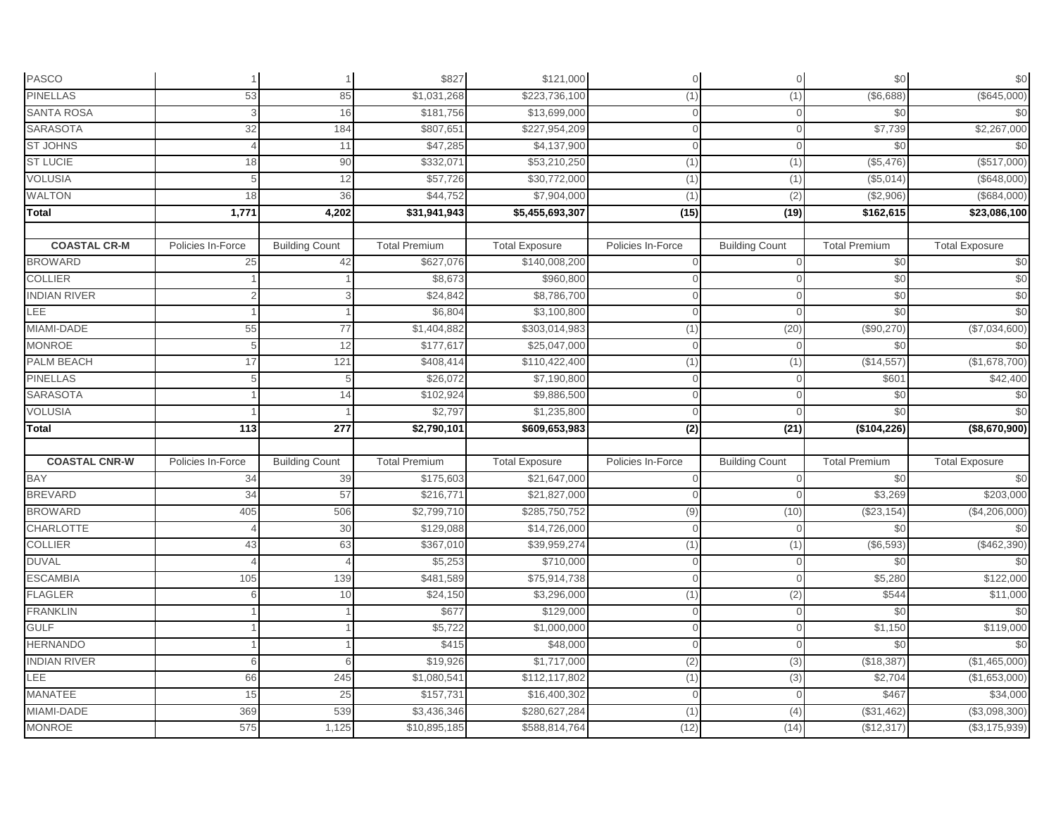| PASCO | 1 | 1 | $827 | $121,000 | 0 | 0 | $0 | $0 |
|---|---|---|---|---|---|---|---|---|
| PINELLAS | 53 | 85 | $1,031,268 | $223,736,100 | (1) | (1) | ($6,688) | ($645,000) |
| SANTA ROSA | 3 | 16 | $181,756 | $13,699,000 | 0 | 0 | $0 | $0 |
| SARASOTA | 32 | 184 | $807,651 | $227,954,209 | 0 | 0 | $7,739 | $2,267,000 |
| ST JOHNS | 4 | 11 | $47,285 | $4,137,900 | 0 | 0 | $0 | $0 |
| ST LUCIE | 18 | 90 | $332,071 | $53,210,250 | (1) | (1) | ($5,476) | ($517,000) |
| VOLUSIA | 5 | 12 | $57,726 | $30,772,000 | (1) | (1) | ($5,014) | ($648,000) |
| WALTON | 18 | 36 | $44,752 | $7,904,000 | (1) | (2) | ($2,906) | ($684,000) |
| **Total** | **1,771** | **4,202** | **$31,941,943** | **$5,455,693,307** | **(15)** | **(19)** | **$162,615** | **$23,086,100** |

| COASTAL CR-M | Policies In-Force | Building Count | Total Premium | Total Exposure | Policies In-Force | Building Count | Total Premium | Total Exposure |
|---|---|---|---|---|---|---|---|---|
| BROWARD | 25 | 42 | $627,076 | $140,008,200 | 0 | 0 | $0 | $0 |
| COLLIER | 1 | 1 | $8,673 | $960,800 | 0 | 0 | $0 | $0 |
| INDIAN RIVER | 2 | 3 | $24,842 | $8,786,700 | 0 | 0 | $0 | $0 |
| LEE | 1 | 1 | $6,804 | $3,100,800 | 0 | 0 | $0 | $0 |
| MIAMI-DADE | 55 | 77 | $1,404,882 | $303,014,983 | (1) | (20) | ($90,270) | ($7,034,600) |
| MONROE | 5 | 12 | $177,617 | $25,047,000 | 0 | 0 | $0 | $0 |
| PALM BEACH | 17 | 121 | $408,414 | $110,422,400 | (1) | (1) | ($14,557) | ($1,678,700) |
| PINELLAS | 5 | 5 | $26,072 | $7,190,800 | 0 | 0 | $601 | $42,400 |
| SARASOTA | 1 | 14 | $102,924 | $9,886,500 | 0 | 0 | $0 | $0 |
| VOLUSIA | 1 | 1 | $2,797 | $1,235,800 | 0 | 0 | $0 | $0 |
| **Total** | **113** | **277** | **$2,790,101** | **$609,653,983** | **(2)** | **(21)** | **($104,226)** | **($8,670,900)** |

| COASTAL CNR-W | Policies In-Force | Building Count | Total Premium | Total Exposure | Policies In-Force | Building Count | Total Premium | Total Exposure |
|---|---|---|---|---|---|---|---|---|
| BAY | 34 | 39 | $175,603 | $21,647,000 | 0 | 0 | $0 | $0 |
| BREVARD | 34 | 57 | $216,771 | $21,827,000 | 0 | 0 | $3,269 | $203,000 |
| BROWARD | 405 | 506 | $2,799,710 | $285,750,752 | (9) | (10) | ($23,154) | ($4,206,000) |
| CHARLOTTE | 4 | 30 | $129,088 | $14,726,000 | 0 | 0 | $0 | $0 |
| COLLIER | 43 | 63 | $367,010 | $39,959,274 | (1) | (1) | ($6,593) | ($462,390) |
| DUVAL | 4 | 4 | $5,253 | $710,000 | 0 | 0 | $0 | $0 |
| ESCAMBIA | 105 | 139 | $481,589 | $75,914,738 | 0 | 0 | $5,280 | $122,000 |
| FLAGLER | 6 | 10 | $24,150 | $3,296,000 | (1) | (2) | $544 | $11,000 |
| FRANKLIN | 1 | 1 | $677 | $129,000 | 0 | 0 | $0 | $0 |
| GULF | 1 | 1 | $5,722 | $1,000,000 | 0 | 0 | $1,150 | $119,000 |
| HERNANDO | 1 | 1 | $415 | $48,000 | 0 | 0 | $0 | $0 |
| INDIAN RIVER | 6 | 6 | $19,926 | $1,717,000 | (2) | (3) | ($18,387) | ($1,465,000) |
| LEE | 66 | 245 | $1,080,541 | $112,117,802 | (1) | (3) | $2,704 | ($1,653,000) |
| MANATEE | 15 | 25 | $157,731 | $16,400,302 | 0 | 0 | $467 | $34,000 |
| MIAMI-DADE | 369 | 539 | $3,436,346 | $280,627,284 | (1) | (4) | ($31,462) | ($3,098,300) |
| MONROE | 575 | 1,125 | $10,895,185 | $588,814,764 | (12) | (14) | ($12,317) | ($3,175,939) |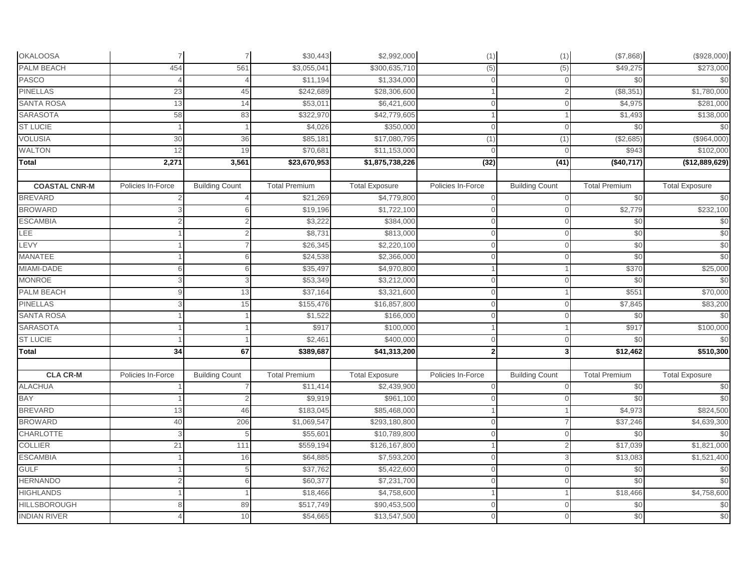| OKALOOSA | 7 | 7 | $30,443 | $2,992,000 | (1) | (1) | ($7,868) | ($928,000) |
|---|---|---|---|---|---|---|---|---|
| PALM BEACH | 454 | 561 | $3,055,041 | $300,635,710 | (5) | (5) | $49,275 | $273,000 |
| PASCO | 4 | 4 | $11,194 | $1,334,000 | 0 | 0 | $0 | $0 |
| PINELLAS | 23 | 45 | $242,689 | $28,306,600 | 1 | 2 | ($8,351) | $1,780,000 |
| SANTA ROSA | 13 | 14 | $53,011 | $6,421,600 | 0 | 0 | $4,975 | $281,000 |
| SARASOTA | 58 | 83 | $322,970 | $42,779,605 | 1 | 1 | $1,493 | $138,000 |
| ST LUCIE | 1 | 1 | $4,026 | $350,000 | 0 | 0 | $0 | $0 |
| VOLUSIA | 30 | 36 | $85,181 | $17,080,795 | (1) | (1) | ($2,685) | ($964,000) |
| WALTON | 12 | 19 | $70,681 | $11,153,000 | 0 | 0 | $943 | $102,000 |
| **Total** | **2,271** | **3,561** | **$23,670,953** | **$1,875,738,226** | **(32)** | **(41)** | **($40,717)** | **($12,889,629)** |

| **COASTAL CNR-M** | Policies In-Force | Building Count | Total Premium | Total Exposure | Policies In-Force | Building Count | Total Premium | Total Exposure |
|---|---|---|---|---|---|---|---|---|
| BREVARD | 2 | 4 | $21,269 | $4,779,800 | 0 | 0 | $0 | $0 |
| BROWARD | 3 | 6 | $19,196 | $1,722,100 | 0 | 0 | $2,779 | $232,100 |
| ESCAMBIA | 2 | 2 | $3,222 | $384,000 | 0 | 0 | $0 | $0 |
| LEE | 1 | 2 | $8,731 | $813,000 | 0 | 0 | $0 | $0 |
| LEVY | 1 | 7 | $26,345 | $2,220,100 | 0 | 0 | $0 | $0 |
| MANATEE | 1 | 6 | $24,538 | $2,366,000 | 0 | 0 | $0 | $0 |
| MIAMI-DADE | 6 | 6 | $35,497 | $4,970,800 | 1 | 1 | $370 | $25,000 |
| MONROE | 3 | 3 | $53,349 | $3,212,000 | 0 | 0 | $0 | $0 |
| PALM BEACH | 9 | 13 | $37,164 | $3,321,600 | 0 | 1 | $551 | $70,000 |
| PINELLAS | 3 | 15 | $155,476 | $16,857,800 | 0 | 0 | $7,845 | $83,200 |
| SANTA ROSA | 1 | 1 | $1,522 | $166,000 | 0 | 0 | $0 | $0 |
| SARASOTA | 1 | 1 | $917 | $100,000 | 1 | 1 | $917 | $100,000 |
| ST LUCIE | 1 | 1 | $2,461 | $400,000 | 0 | 0 | $0 | $0 |
| **Total** | **34** | **67** | **$389,687** | **$41,313,200** | **2** | **3** | **$12,462** | **$510,300** |

| **CLA CR-M** | Policies In-Force | Building Count | Total Premium | Total Exposure | Policies In-Force | Building Count | Total Premium | Total Exposure |
|---|---|---|---|---|---|---|---|---|
| ALACHUA | 1 | 7 | $11,414 | $2,439,900 | 0 | 0 | $0 | $0 |
| BAY | 1 | 2 | $9,919 | $961,100 | 0 | 0 | $0 | $0 |
| BREVARD | 13 | 46 | $183,045 | $85,468,000 | 1 | 1 | $4,973 | $824,500 |
| BROWARD | 40 | 206 | $1,069,547 | $293,180,800 | 0 | 7 | $37,246 | $4,639,300 |
| CHARLOTTE | 3 | 5 | $55,601 | $10,789,800 | 0 | 0 | $0 | $0 |
| COLLIER | 21 | 111 | $559,194 | $126,167,800 | 1 | 2 | $17,039 | $1,821,000 |
| ESCAMBIA | 1 | 16 | $64,885 | $7,593,200 | 0 | 3 | $13,083 | $1,521,400 |
| GULF | 1 | 5 | $37,762 | $5,422,600 | 0 | 0 | $0 | $0 |
| HERNANDO | 2 | 6 | $60,377 | $7,231,700 | 0 | 0 | $0 | $0 |
| HIGHLANDS | 1 | 1 | $18,466 | $4,758,600 | 1 | 1 | $18,466 | $4,758,600 |
| HILLSBOROUGH | 8 | 89 | $517,749 | $90,453,500 | 0 | 0 | $0 | $0 |
| INDIAN RIVER | 4 | 10 | $54,665 | $13,547,500 | 0 | 0 | $0 | $0 |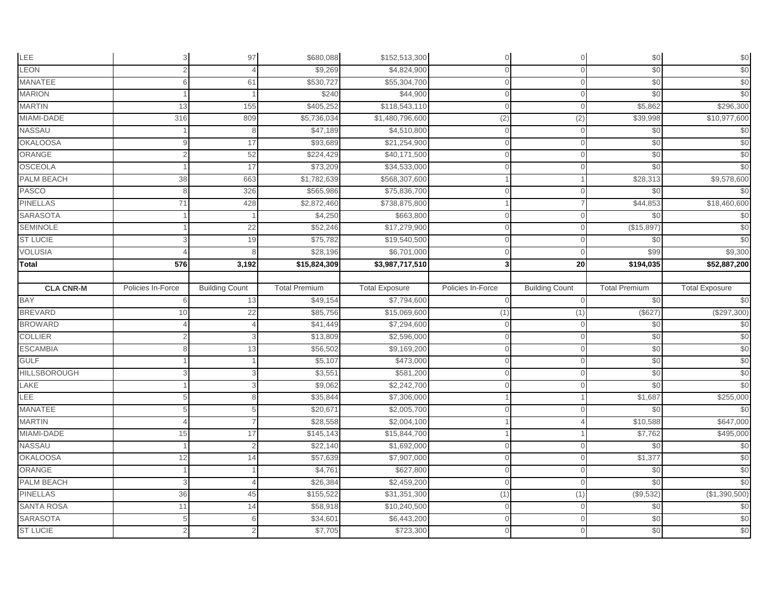| | | | | | | | | |
|---|---|---|---|---|---|---|---|---|
| LEE | 3 | 97 | $680,088 | $152,513,300 | 0 | 0 | $0 | $0 |
| LEON | 2 | 4 | $9,269 | $4,824,900 | 0 | 0 | $0 | $0 |
| MANATEE | 6 | 61 | $530,727 | $55,304,700 | 0 | 0 | $0 | $0 |
| MARION | 1 | 1 | $240 | $44,900 | 0 | 0 | $0 | $0 |
| MARTIN | 13 | 155 | $405,252 | $118,543,110 | 0 | 0 | $5,862 | $296,300 |
| MIAMI-DADE | 316 | 809 | $5,736,034 | $1,480,796,600 | (2) | (2) | $39,998 | $10,977,600 |
| NASSAU | 1 | 8 | $47,189 | $4,510,800 | 0 | 0 | $0 | $0 |
| OKALOOSA | 9 | 17 | $93,689 | $21,254,900 | 0 | 0 | $0 | $0 |
| ORANGE | 2 | 52 | $224,429 | $40,171,500 | 0 | 0 | $0 | $0 |
| OSCEOLA | 1 | 17 | $73,209 | $34,533,000 | 0 | 0 | $0 | $0 |
| PALM BEACH | 38 | 663 | $1,782,639 | $568,307,600 | 1 | 1 | $28,313 | $9,578,600 |
| PASCO | 8 | 326 | $565,986 | $75,836,700 | 0 | 0 | $0 | $0 |
| PINELLAS | 71 | 428 | $2,872,460 | $738,875,800 | 1 | 7 | $44,853 | $18,460,600 |
| SARASOTA | 1 | 1 | $4,250 | $663,800 | 0 | 0 | $0 | $0 |
| SEMINOLE | 1 | 22 | $52,246 | $17,279,900 | 0 | 0 | ($15,897) | $0 |
| ST LUCIE | 3 | 19 | $75,782 | $19,540,500 | 0 | 0 | $0 | $0 |
| VOLUSIA | 4 | 8 | $28,196 | $6,701,000 | 0 | 0 | $99 | $9,300 |
| **Total** | **576** | **3,192** | **$15,824,309** | **$3,987,717,510** | **3** | **20** | **$194,035** | **$52,887,200** |
| | | | | | | | | |
| **CLA CNR-M** | Policies In-Force | Building Count | Total Premium | Total Exposure | Policies In-Force | Building Count | Total Premium | Total Exposure |
| BAY | 6 | 13 | $49,154 | $7,794,600 | 0 | 0 | $0 | $0 |
| BREVARD | 10 | 22 | $85,756 | $15,069,600 | (1) | (1) | ($627) | ($297,300) |
| BROWARD | 4 | 4 | $41,449 | $7,294,600 | 0 | 0 | $0 | $0 |
| COLLIER | 2 | 3 | $13,809 | $2,596,000 | 0 | 0 | $0 | $0 |
| ESCAMBIA | 8 | 13 | $56,502 | $9,169,200 | 0 | 0 | $0 | $0 |
| GULF | 1 | 1 | $5,107 | $473,000 | 0 | 0 | $0 | $0 |
| HILLSBOROUGH | 3 | 3 | $3,551 | $581,200 | 0 | 0 | $0 | $0 |
| LAKE | 1 | 3 | $9,062 | $2,242,700 | 0 | 0 | $0 | $0 |
| LEE | 5 | 8 | $35,844 | $7,306,000 | 1 | 1 | $1,687 | $255,000 |
| MANATEE | 5 | 5 | $20,671 | $2,005,700 | 0 | 0 | $0 | $0 |
| MARTIN | 4 | 7 | $28,558 | $2,004,100 | 1 | 4 | $10,588 | $647,000 |
| MIAMI-DADE | 15 | 17 | $145,143 | $15,844,700 | 1 | 1 | $7,762 | $495,000 |
| NASSAU | 1 | 2 | $22,140 | $1,692,000 | 0 | 0 | $0 | $0 |
| OKALOOSA | 12 | 14 | $57,639 | $7,907,000 | 0 | 0 | $1,377 | $0 |
| ORANGE | 1 | 1 | $4,761 | $627,800 | 0 | 0 | $0 | $0 |
| PALM BEACH | 3 | 4 | $26,384 | $2,459,200 | 0 | 0 | $0 | $0 |
| PINELLAS | 36 | 45 | $155,522 | $31,351,300 | (1) | (1) | ($9,532) | ($1,390,500) |
| SANTA ROSA | 11 | 14 | $58,918 | $10,240,500 | 0 | 0 | $0 | $0 |
| SARASOTA | 5 | 6 | $34,601 | $6,443,200 | 0 | 0 | $0 | $0 |
| ST LUCIE | 2 | 2 | $7,705 | $723,300 | 0 | 0 | $0 | $0 |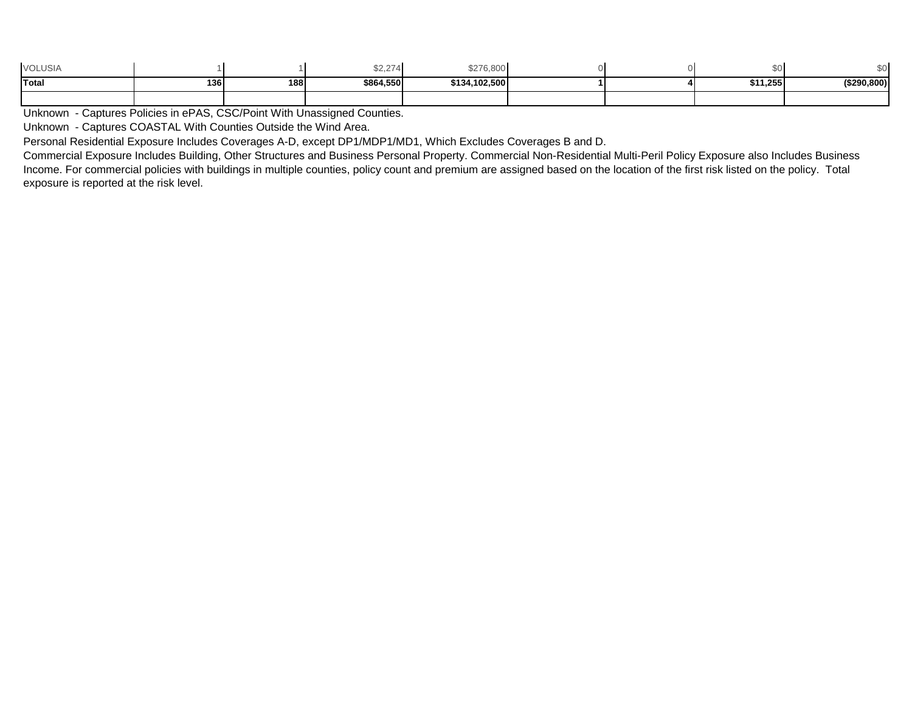| | | | | | | | | |
|---|---|---|---|---|---|---|---|---|
| VOLUSIA | 1 | 1 | $2,274 | $276,800 | 0 | 0 | $0 | $0 |
| **Total** | **136** | **188** | **$864,550** | **$134,102,500** | **1** | **4** | **$11,255** | **($290,800)** |
| | | | | | | | | |

Unknown - Captures Policies in ePAS, CSC/Point With Unassigned Counties.

Unknown - Captures COASTAL With Counties Outside the Wind Area.

Personal Residential Exposure Includes Coverages A-D, except DP1/MDP1/MD1, Which Excludes Coverages B and D.

Commercial Exposure Includes Building, Other Structures and Business Personal Property. Commercial Non-Residential Multi-Peril Policy Exposure also Includes Business Income. For commercial policies with buildings in multiple counties, policy count and premium are assigned based on the location of the first risk listed on the policy. Total exposure is reported at the risk level.